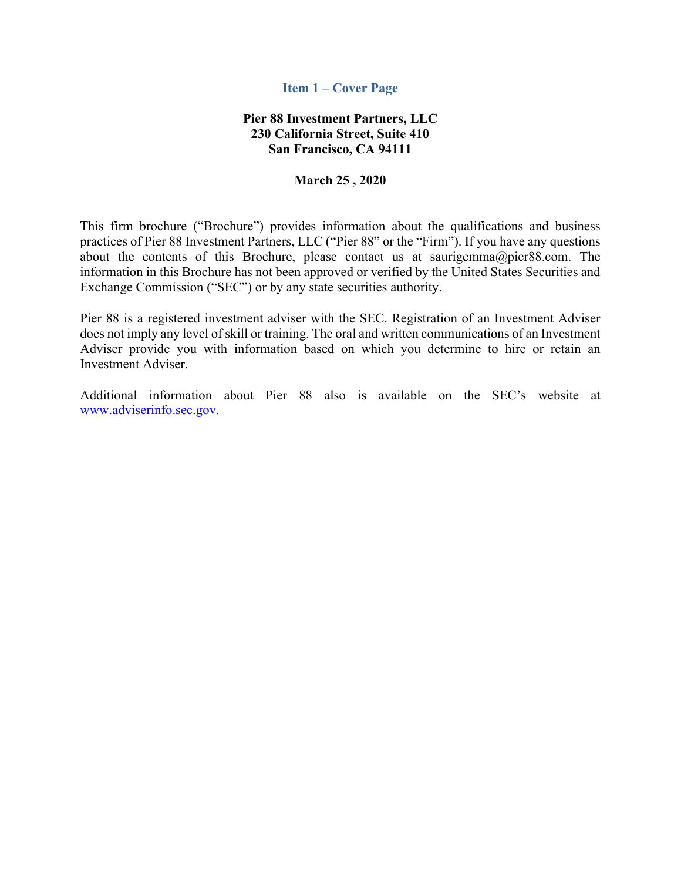# Item 1 – Cover Page

**Pier 88 Investment Partners, LLC**
**230 California Street, Suite 410**
**San Francisco, CA 94111**

**March 25 , 2020**

This firm brochure ("Brochure") provides information about the qualifications and business practices of Pier 88 Investment Partners, LLC ("Pier 88" or the "Firm"). If you have any questions about the contents of this Brochure, please contact us at saurigemma@pier88.com. The information in this Brochure has not been approved or verified by the United States Securities and Exchange Commission ("SEC") or by any state securities authority.

Pier 88 is a registered investment adviser with the SEC. Registration of an Investment Adviser does not imply any level of skill or training. The oral and written communications of an Investment Adviser provide you with information based on which you determine to hire or retain an Investment Adviser.

Additional information about Pier 88 also is available on the SEC's website at www.adviserinfo.sec.gov.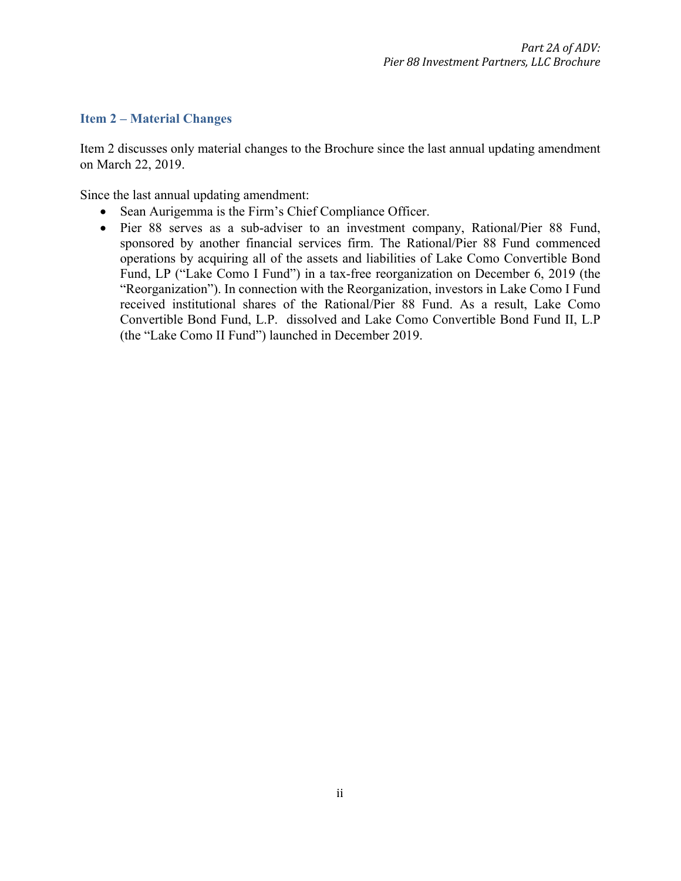## Item 2 – Material Changes

Item 2 discusses only material changes to the Brochure since the last annual updating amendment on March 22, 2019.

Since the last annual updating amendment:

- Sean Aurigemma is the Firm's Chief Compliance Officer.
- Pier 88 serves as a sub-adviser to an investment company, Rational/Pier 88 Fund, sponsored by another financial services firm. The Rational/Pier 88 Fund commenced operations by acquiring all of the assets and liabilities of Lake Como Convertible Bond Fund, LP ("Lake Como I Fund") in a tax-free reorganization on December 6, 2019 (the "Reorganization"). In connection with the Reorganization, investors in Lake Como I Fund received institutional shares of the Rational/Pier 88 Fund. As a result, Lake Como Convertible Bond Fund, L.P. dissolved and Lake Como Convertible Bond Fund II, L.P (the "Lake Como II Fund") launched in December 2019.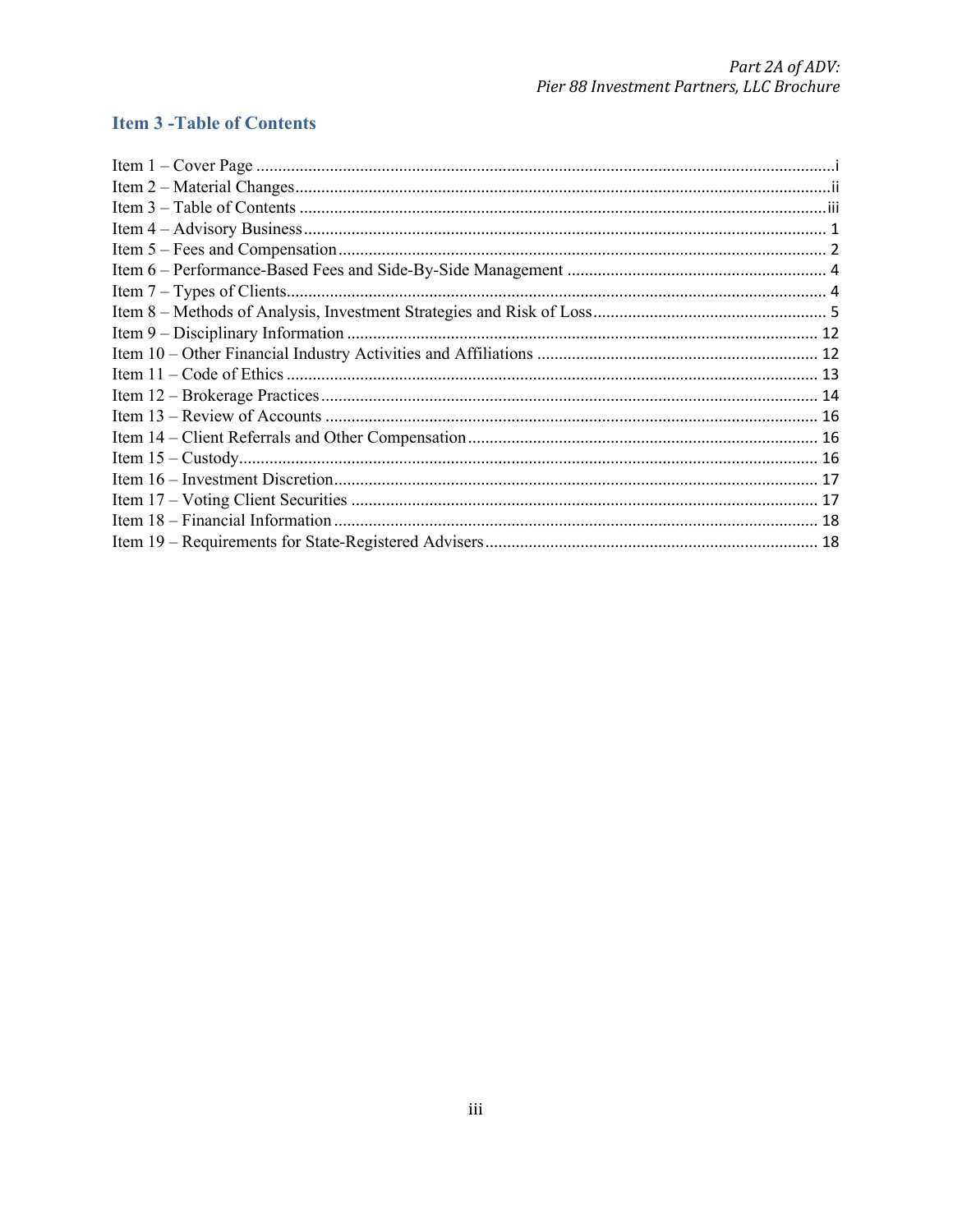## Item 3 -Table of Contents

Item 1 – Cover Page ..................................................................................................................... i
Item 2 – Material Changes ........................................................................................................... ii
Item 3 – Table of Contents ......................................................................................................... iii
Item 4 – Advisory Business .......................................................................................................... 1
Item 5 – Fees and Compensation ................................................................................................ 2
Item 6 – Performance-Based Fees and Side-By-Side Management ............................................. 4
Item 7 – Types of Clients ............................................................................................................... 4
Item 8 – Methods of Analysis, Investment Strategies and Risk of Loss ....................................... 5
Item 9 – Disciplinary Information ............................................................................................... 12
Item 10 – Other Financial Industry Activities and Affiliations .................................................. 12
Item 11 – Code of Ethics ............................................................................................................. 13
Item 12 – Brokerage Practices .................................................................................................... 14
Item 13 – Review of Accounts ..................................................................................................... 16
Item 14 – Client Referrals and Other Compensation ................................................................ 16
Item 15 – Custody ........................................................................................................................ 16
Item 16 – Investment Discretion ................................................................................................ 17
Item 17 – Voting Client Securities .............................................................................................. 17
Item 18 – Financial Information ................................................................................................. 18
Item 19 – Requirements for State-Registered Advisers ............................................................. 18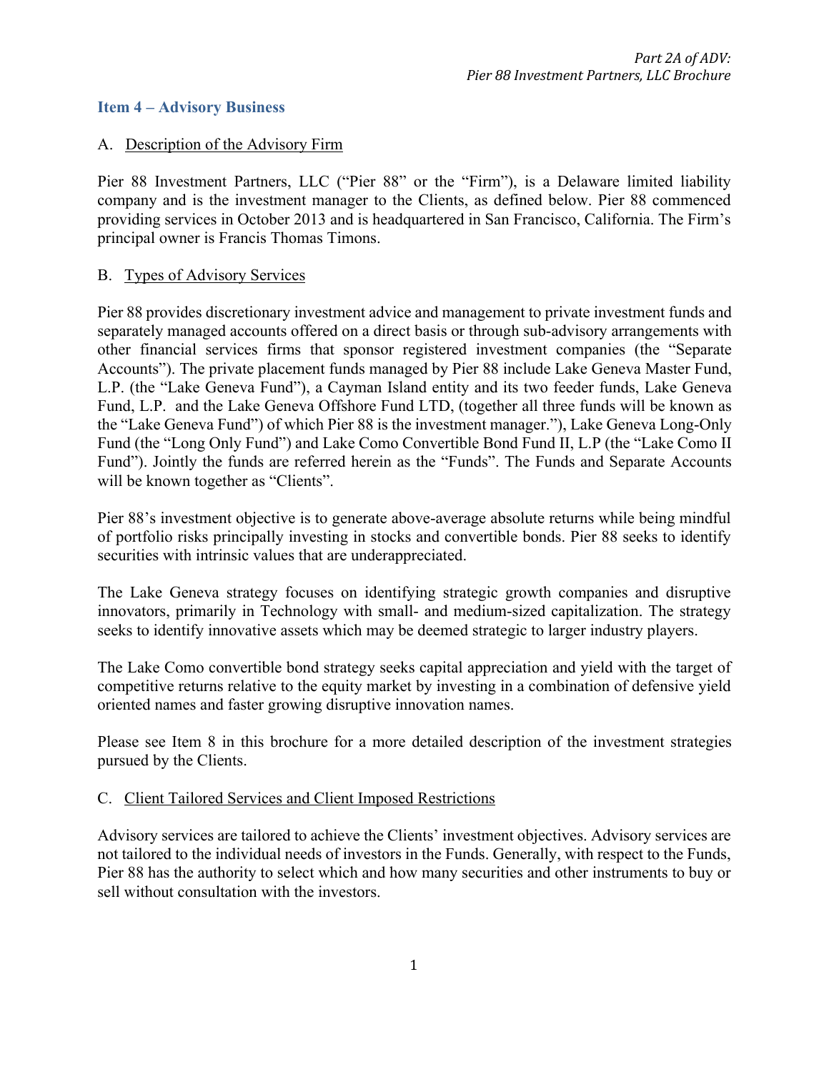## Item 4 – Advisory Business

### A. Description of the Advisory Firm

Pier 88 Investment Partners, LLC ("Pier 88" or the "Firm"), is a Delaware limited liability company and is the investment manager to the Clients, as defined below. Pier 88 commenced providing services in October 2013 and is headquartered in San Francisco, California. The Firm's principal owner is Francis Thomas Timons.

### B. Types of Advisory Services

Pier 88 provides discretionary investment advice and management to private investment funds and separately managed accounts offered on a direct basis or through sub-advisory arrangements with other financial services firms that sponsor registered investment companies (the "Separate Accounts"). The private placement funds managed by Pier 88 include Lake Geneva Master Fund, L.P. (the "Lake Geneva Fund"), a Cayman Island entity and its two feeder funds, Lake Geneva Fund, L.P. and the Lake Geneva Offshore Fund LTD, (together all three funds will be known as the "Lake Geneva Fund") of which Pier 88 is the investment manager."), Lake Geneva Long-Only Fund (the "Long Only Fund") and Lake Como Convertible Bond Fund II, L.P (the "Lake Como II Fund"). Jointly the funds are referred herein as the "Funds". The Funds and Separate Accounts will be known together as "Clients".

Pier 88's investment objective is to generate above-average absolute returns while being mindful of portfolio risks principally investing in stocks and convertible bonds. Pier 88 seeks to identify securities with intrinsic values that are underappreciated.

The Lake Geneva strategy focuses on identifying strategic growth companies and disruptive innovators, primarily in Technology with small- and medium-sized capitalization. The strategy seeks to identify innovative assets which may be deemed strategic to larger industry players.

The Lake Como convertible bond strategy seeks capital appreciation and yield with the target of competitive returns relative to the equity market by investing in a combination of defensive yield oriented names and faster growing disruptive innovation names.

Please see Item 8 in this brochure for a more detailed description of the investment strategies pursued by the Clients.

### C. Client Tailored Services and Client Imposed Restrictions

Advisory services are tailored to achieve the Clients' investment objectives. Advisory services are not tailored to the individual needs of investors in the Funds. Generally, with respect to the Funds, Pier 88 has the authority to select which and how many securities and other instruments to buy or sell without consultation with the investors.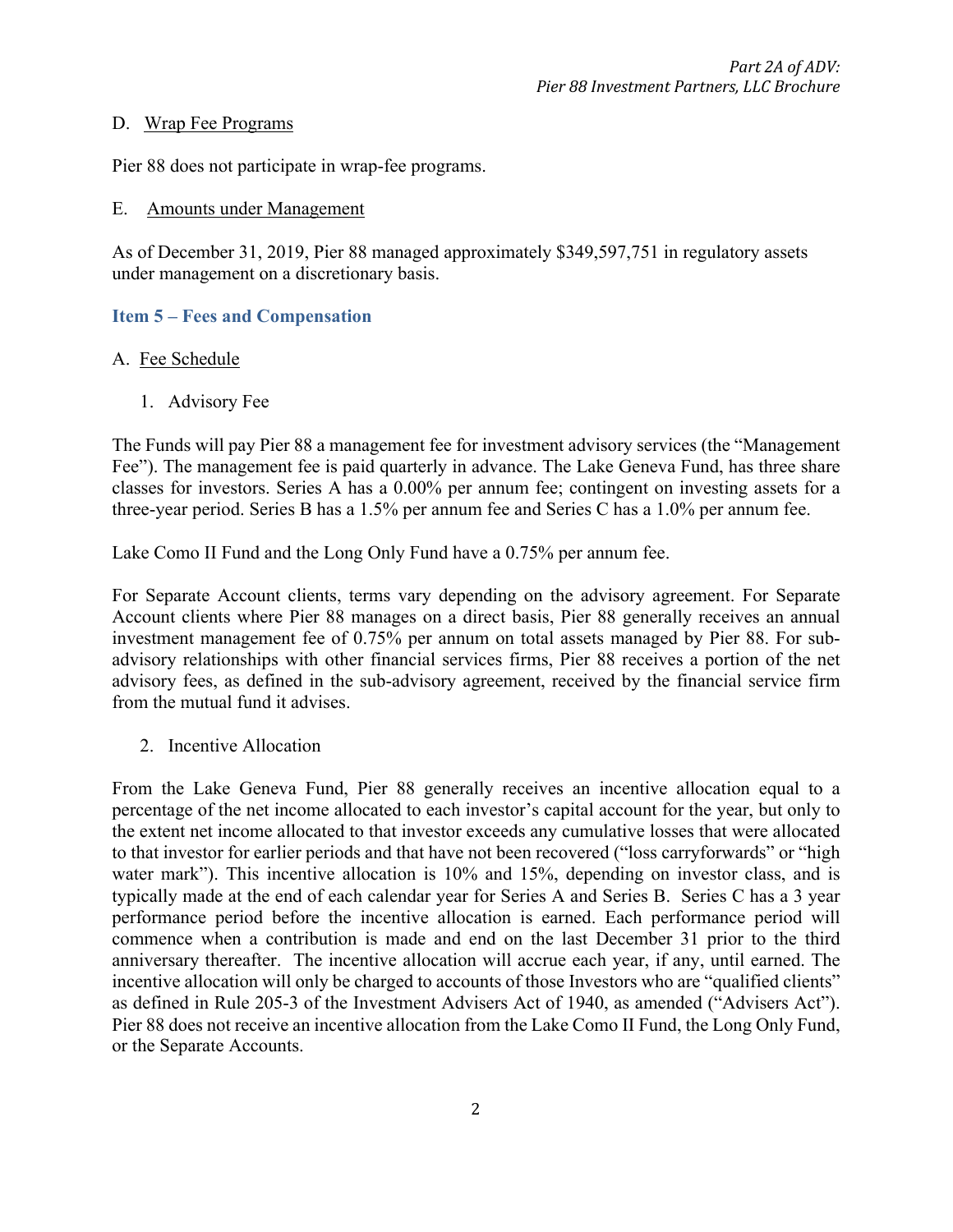D. Wrap Fee Programs

Pier 88 does not participate in wrap-fee programs.

E. Amounts under Management

As of December 31, 2019, Pier 88 managed approximately $349,597,751 in regulatory assets under management on a discretionary basis.

## Item 5 – Fees and Compensation

A. Fee Schedule

1. Advisory Fee

The Funds will pay Pier 88 a management fee for investment advisory services (the "Management Fee"). The management fee is paid quarterly in advance. The Lake Geneva Fund, has three share classes for investors. Series A has a 0.00% per annum fee; contingent on investing assets for a three-year period. Series B has a 1.5% per annum fee and Series C has a 1.0% per annum fee.

Lake Como II Fund and the Long Only Fund have a 0.75% per annum fee.

For Separate Account clients, terms vary depending on the advisory agreement. For Separate Account clients where Pier 88 manages on a direct basis, Pier 88 generally receives an annual investment management fee of 0.75% per annum on total assets managed by Pier 88. For sub-advisory relationships with other financial services firms, Pier 88 receives a portion of the net advisory fees, as defined in the sub-advisory agreement, received by the financial service firm from the mutual fund it advises.

2. Incentive Allocation

From the Lake Geneva Fund, Pier 88 generally receives an incentive allocation equal to a percentage of the net income allocated to each investor's capital account for the year, but only to the extent net income allocated to that investor exceeds any cumulative losses that were allocated to that investor for earlier periods and that have not been recovered ("loss carryforwards" or "high water mark"). This incentive allocation is 10% and 15%, depending on investor class, and is typically made at the end of each calendar year for Series A and Series B. Series C has a 3 year performance period before the incentive allocation is earned. Each performance period will commence when a contribution is made and end on the last December 31 prior to the third anniversary thereafter. The incentive allocation will accrue each year, if any, until earned. The incentive allocation will only be charged to accounts of those Investors who are "qualified clients" as defined in Rule 205-3 of the Investment Advisers Act of 1940, as amended ("Advisers Act"). Pier 88 does not receive an incentive allocation from the Lake Como II Fund, the Long Only Fund, or the Separate Accounts.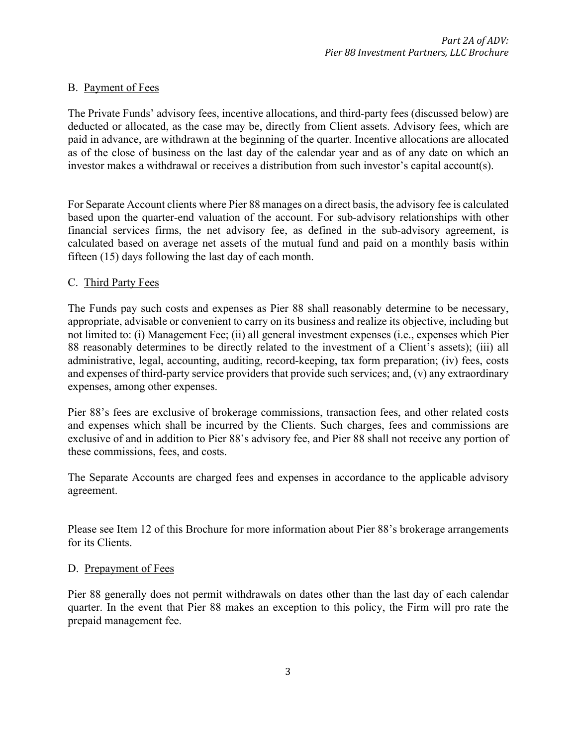## B. Payment of Fees

The Private Funds' advisory fees, incentive allocations, and third-party fees (discussed below) are deducted or allocated, as the case may be, directly from Client assets. Advisory fees, which are paid in advance, are withdrawn at the beginning of the quarter. Incentive allocations are allocated as of the close of business on the last day of the calendar year and as of any date on which an investor makes a withdrawal or receives a distribution from such investor's capital account(s).

For Separate Account clients where Pier 88 manages on a direct basis, the advisory fee is calculated based upon the quarter-end valuation of the account. For sub-advisory relationships with other financial services firms, the net advisory fee, as defined in the sub-advisory agreement, is calculated based on average net assets of the mutual fund and paid on a monthly basis within fifteen (15) days following the last day of each month.

## C. Third Party Fees

The Funds pay such costs and expenses as Pier 88 shall reasonably determine to be necessary, appropriate, advisable or convenient to carry on its business and realize its objective, including but not limited to: (i) Management Fee; (ii) all general investment expenses (i.e., expenses which Pier 88 reasonably determines to be directly related to the investment of a Client's assets); (iii) all administrative, legal, accounting, auditing, record-keeping, tax form preparation; (iv) fees, costs and expenses of third-party service providers that provide such services; and, (v) any extraordinary expenses, among other expenses.

Pier 88's fees are exclusive of brokerage commissions, transaction fees, and other related costs and expenses which shall be incurred by the Clients. Such charges, fees and commissions are exclusive of and in addition to Pier 88's advisory fee, and Pier 88 shall not receive any portion of these commissions, fees, and costs.

The Separate Accounts are charged fees and expenses in accordance to the applicable advisory agreement.

Please see Item 12 of this Brochure for more information about Pier 88's brokerage arrangements for its Clients.

## D. Prepayment of Fees

Pier 88 generally does not permit withdrawals on dates other than the last day of each calendar quarter. In the event that Pier 88 makes an exception to this policy, the Firm will pro rate the prepaid management fee.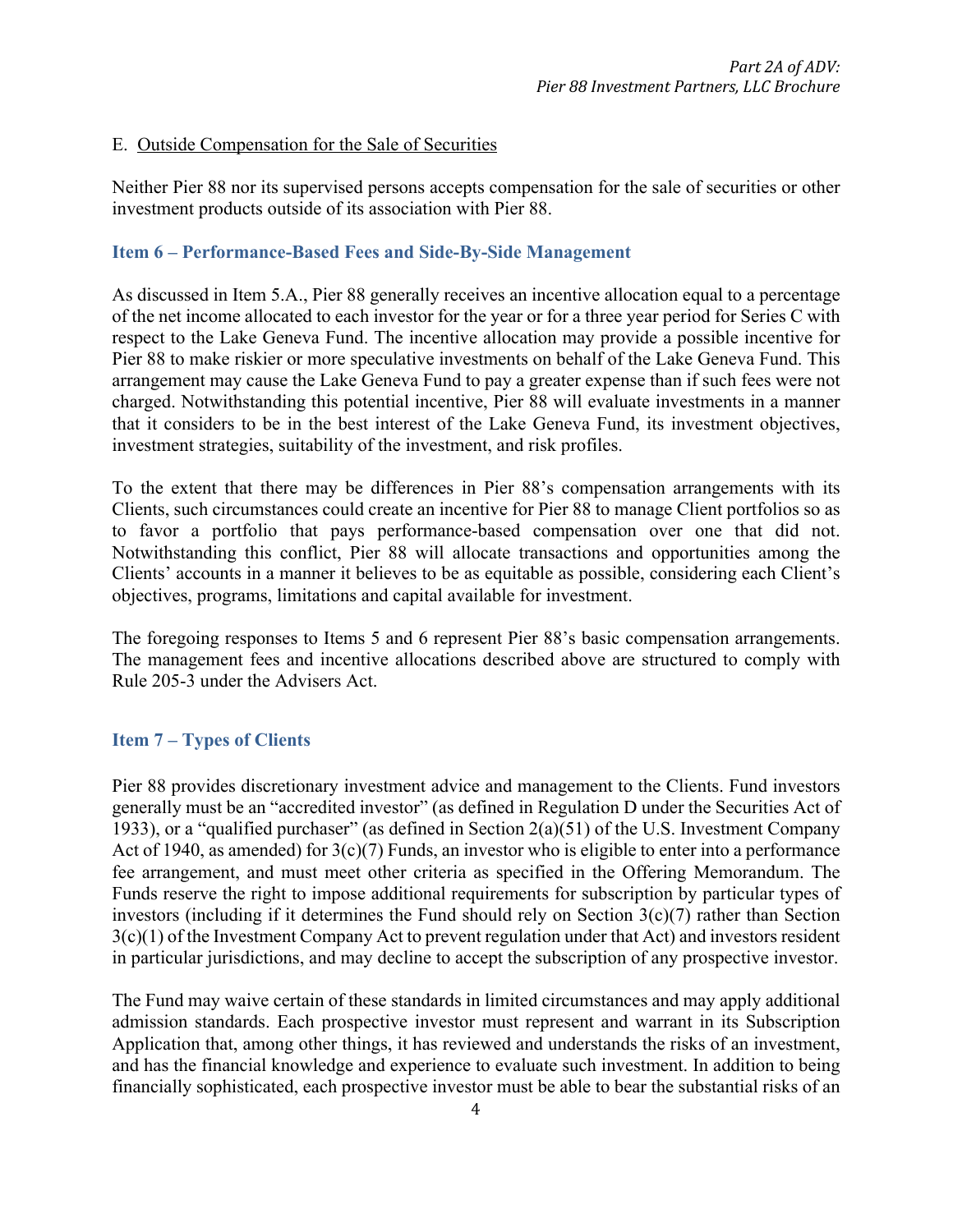E. Outside Compensation for the Sale of Securities

Neither Pier 88 nor its supervised persons accepts compensation for the sale of securities or other investment products outside of its association with Pier 88.

## Item 6 – Performance-Based Fees and Side-By-Side Management

As discussed in Item 5.A., Pier 88 generally receives an incentive allocation equal to a percentage of the net income allocated to each investor for the year or for a three year period for Series C with respect to the Lake Geneva Fund. The incentive allocation may provide a possible incentive for Pier 88 to make riskier or more speculative investments on behalf of the Lake Geneva Fund. This arrangement may cause the Lake Geneva Fund to pay a greater expense than if such fees were not charged. Notwithstanding this potential incentive, Pier 88 will evaluate investments in a manner that it considers to be in the best interest of the Lake Geneva Fund, its investment objectives, investment strategies, suitability of the investment, and risk profiles.

To the extent that there may be differences in Pier 88's compensation arrangements with its Clients, such circumstances could create an incentive for Pier 88 to manage Client portfolios so as to favor a portfolio that pays performance-based compensation over one that did not. Notwithstanding this conflict, Pier 88 will allocate transactions and opportunities among the Clients' accounts in a manner it believes to be as equitable as possible, considering each Client's objectives, programs, limitations and capital available for investment.

The foregoing responses to Items 5 and 6 represent Pier 88's basic compensation arrangements. The management fees and incentive allocations described above are structured to comply with Rule 205-3 under the Advisers Act.

## Item 7 – Types of Clients

Pier 88 provides discretionary investment advice and management to the Clients. Fund investors generally must be an "accredited investor" (as defined in Regulation D under the Securities Act of 1933), or a "qualified purchaser" (as defined in Section 2(a)(51) of the U.S. Investment Company Act of 1940, as amended) for 3(c)(7) Funds, an investor who is eligible to enter into a performance fee arrangement, and must meet other criteria as specified in the Offering Memorandum. The Funds reserve the right to impose additional requirements for subscription by particular types of investors (including if it determines the Fund should rely on Section 3(c)(7) rather than Section 3(c)(1) of the Investment Company Act to prevent regulation under that Act) and investors resident in particular jurisdictions, and may decline to accept the subscription of any prospective investor.

The Fund may waive certain of these standards in limited circumstances and may apply additional admission standards. Each prospective investor must represent and warrant in its Subscription Application that, among other things, it has reviewed and understands the risks of an investment, and has the financial knowledge and experience to evaluate such investment. In addition to being financially sophisticated, each prospective investor must be able to bear the substantial risks of an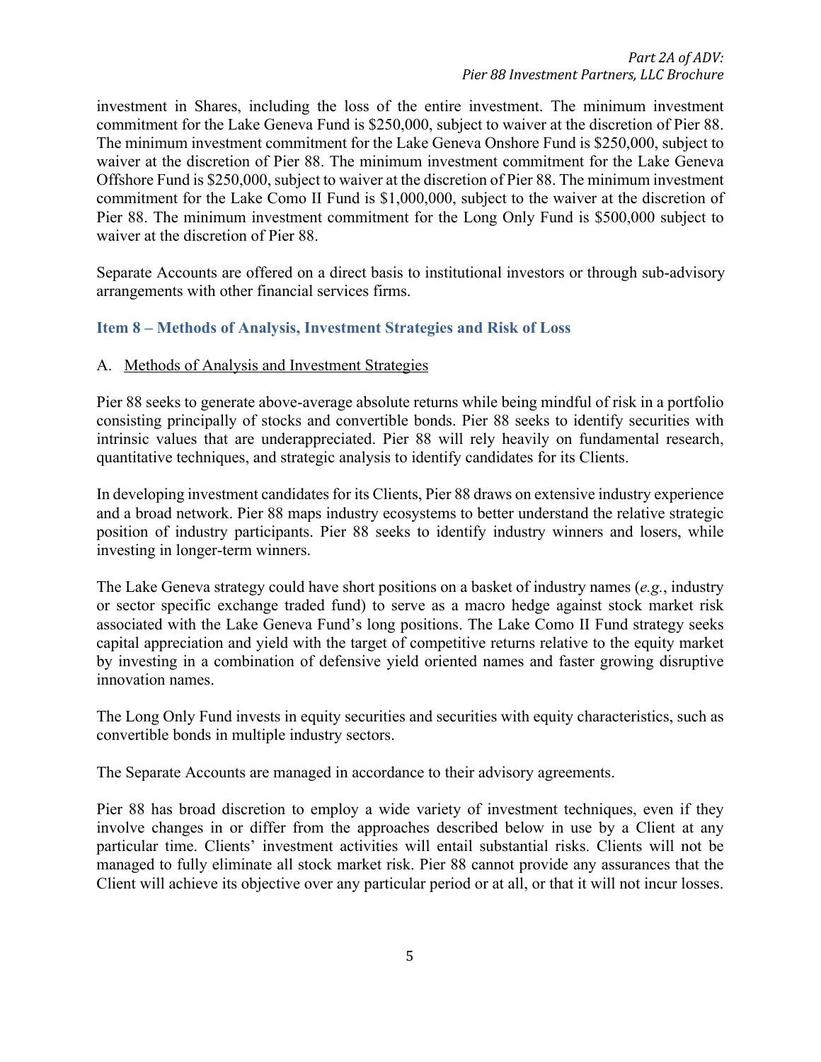investment in Shares, including the loss of the entire investment. The minimum investment commitment for the Lake Geneva Fund is $250,000, subject to waiver at the discretion of Pier 88. The minimum investment commitment for the Lake Geneva Onshore Fund is $250,000, subject to waiver at the discretion of Pier 88. The minimum investment commitment for the Lake Geneva Offshore Fund is $250,000, subject to waiver at the discretion of Pier 88. The minimum investment commitment for the Lake Como II Fund is $1,000,000, subject to the waiver at the discretion of Pier 88. The minimum investment commitment for the Long Only Fund is $500,000 subject to waiver at the discretion of Pier 88.

Separate Accounts are offered on a direct basis to institutional investors or through sub-advisory arrangements with other financial services firms.

## Item 8 – Methods of Analysis, Investment Strategies and Risk of Loss

A. Methods of Analysis and Investment Strategies

Pier 88 seeks to generate above-average absolute returns while being mindful of risk in a portfolio consisting principally of stocks and convertible bonds. Pier 88 seeks to identify securities with intrinsic values that are underappreciated. Pier 88 will rely heavily on fundamental research, quantitative techniques, and strategic analysis to identify candidates for its Clients.

In developing investment candidates for its Clients, Pier 88 draws on extensive industry experience and a broad network. Pier 88 maps industry ecosystems to better understand the relative strategic position of industry participants. Pier 88 seeks to identify industry winners and losers, while investing in longer-term winners.

The Lake Geneva strategy could have short positions on a basket of industry names (*e.g.*, industry or sector specific exchange traded fund) to serve as a macro hedge against stock market risk associated with the Lake Geneva Fund's long positions. The Lake Como II Fund strategy seeks capital appreciation and yield with the target of competitive returns relative to the equity market by investing in a combination of defensive yield oriented names and faster growing disruptive innovation names.

The Long Only Fund invests in equity securities and securities with equity characteristics, such as convertible bonds in multiple industry sectors.

The Separate Accounts are managed in accordance to their advisory agreements.

Pier 88 has broad discretion to employ a wide variety of investment techniques, even if they involve changes in or differ from the approaches described below in use by a Client at any particular time. Clients' investment activities will entail substantial risks. Clients will not be managed to fully eliminate all stock market risk. Pier 88 cannot provide any assurances that the Client will achieve its objective over any particular period or at all, or that it will not incur losses.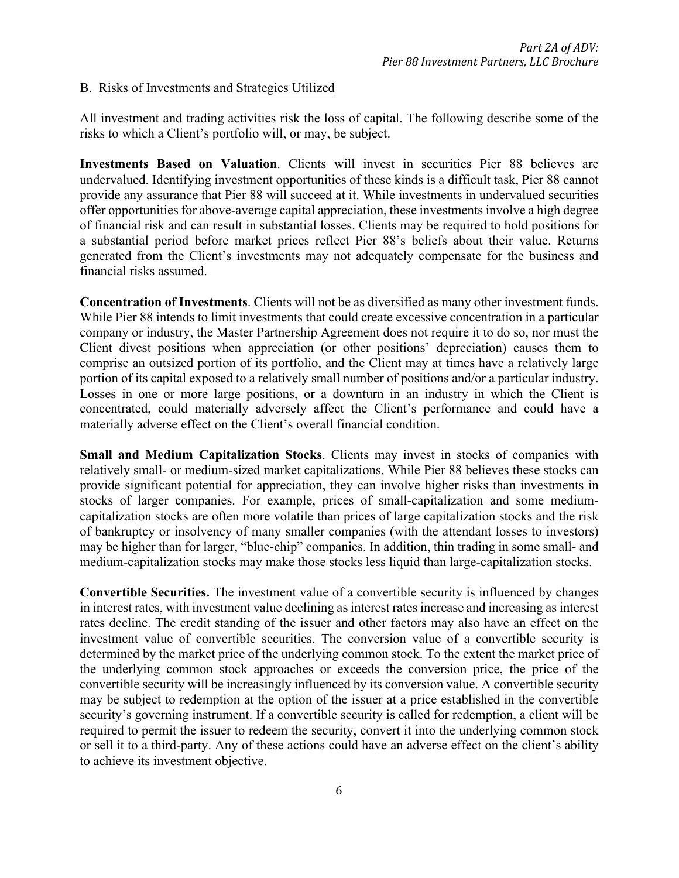B. Risks of Investments and Strategies Utilized

All investment and trading activities risk the loss of capital. The following describe some of the risks to which a Client's portfolio will, or may, be subject.

**Investments Based on Valuation**. Clients will invest in securities Pier 88 believes are undervalued. Identifying investment opportunities of these kinds is a difficult task, Pier 88 cannot provide any assurance that Pier 88 will succeed at it. While investments in undervalued securities offer opportunities for above-average capital appreciation, these investments involve a high degree of financial risk and can result in substantial losses. Clients may be required to hold positions for a substantial period before market prices reflect Pier 88's beliefs about their value. Returns generated from the Client's investments may not adequately compensate for the business and financial risks assumed.

**Concentration of Investments**. Clients will not be as diversified as many other investment funds. While Pier 88 intends to limit investments that could create excessive concentration in a particular company or industry, the Master Partnership Agreement does not require it to do so, nor must the Client divest positions when appreciation (or other positions' depreciation) causes them to comprise an outsized portion of its portfolio, and the Client may at times have a relatively large portion of its capital exposed to a relatively small number of positions and/or a particular industry. Losses in one or more large positions, or a downturn in an industry in which the Client is concentrated, could materially adversely affect the Client's performance and could have a materially adverse effect on the Client's overall financial condition.

**Small and Medium Capitalization Stocks**. Clients may invest in stocks of companies with relatively small- or medium-sized market capitalizations. While Pier 88 believes these stocks can provide significant potential for appreciation, they can involve higher risks than investments in stocks of larger companies. For example, prices of small-capitalization and some medium-capitalization stocks are often more volatile than prices of large capitalization stocks and the risk of bankruptcy or insolvency of many smaller companies (with the attendant losses to investors) may be higher than for larger, "blue-chip" companies. In addition, thin trading in some small- and medium-capitalization stocks may make those stocks less liquid than large-capitalization stocks.

**Convertible Securities.** The investment value of a convertible security is influenced by changes in interest rates, with investment value declining as interest rates increase and increasing as interest rates decline. The credit standing of the issuer and other factors may also have an effect on the investment value of convertible securities. The conversion value of a convertible security is determined by the market price of the underlying common stock. To the extent the market price of the underlying common stock approaches or exceeds the conversion price, the price of the convertible security will be increasingly influenced by its conversion value. A convertible security may be subject to redemption at the option of the issuer at a price established in the convertible security's governing instrument. If a convertible security is called for redemption, a client will be required to permit the issuer to redeem the security, convert it into the underlying common stock or sell it to a third-party. Any of these actions could have an adverse effect on the client's ability to achieve its investment objective.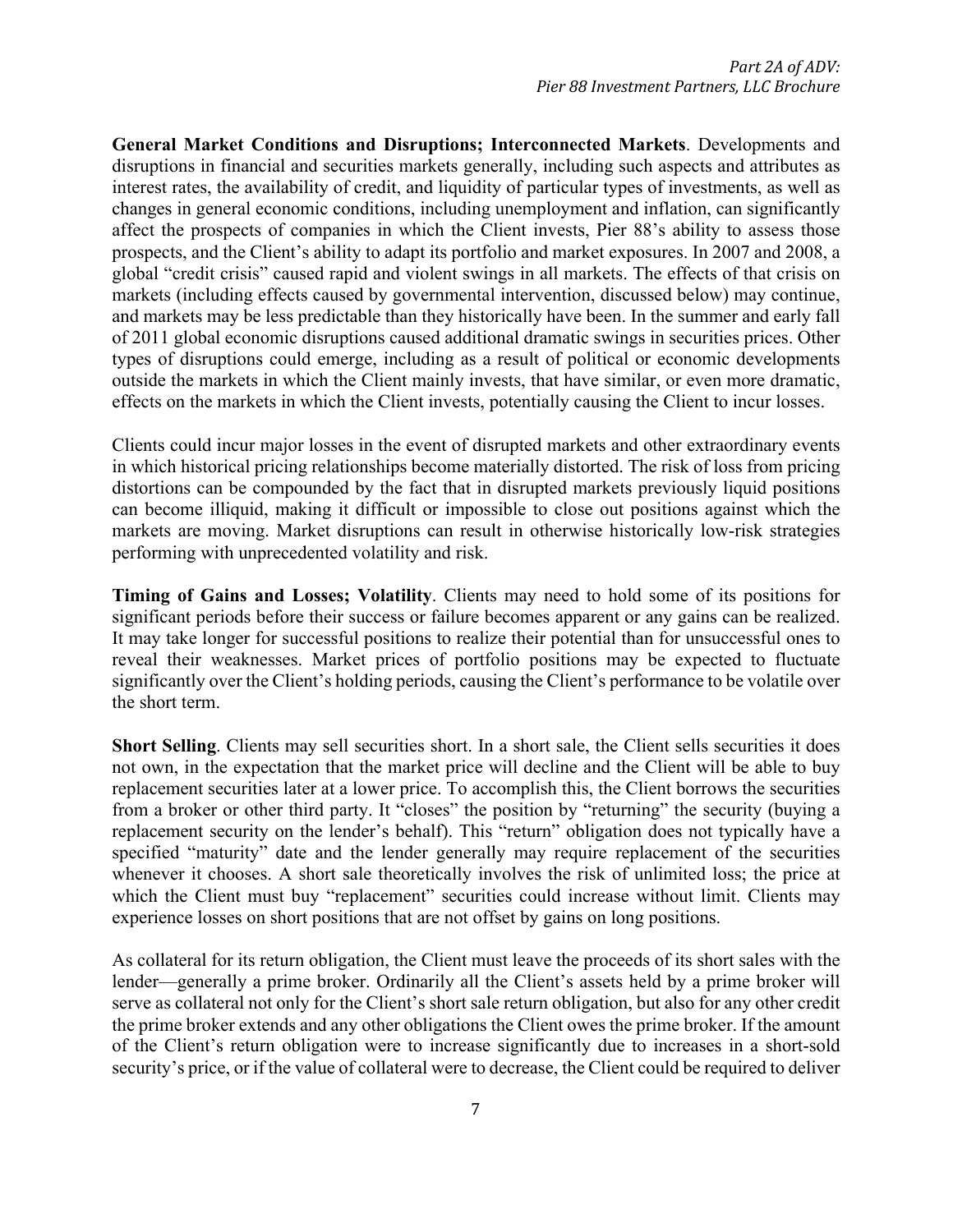**General Market Conditions and Disruptions; Interconnected Markets**. Developments and disruptions in financial and securities markets generally, including such aspects and attributes as interest rates, the availability of credit, and liquidity of particular types of investments, as well as changes in general economic conditions, including unemployment and inflation, can significantly affect the prospects of companies in which the Client invests, Pier 88's ability to assess those prospects, and the Client's ability to adapt its portfolio and market exposures. In 2007 and 2008, a global "credit crisis" caused rapid and violent swings in all markets. The effects of that crisis on markets (including effects caused by governmental intervention, discussed below) may continue, and markets may be less predictable than they historically have been. In the summer and early fall of 2011 global economic disruptions caused additional dramatic swings in securities prices. Other types of disruptions could emerge, including as a result of political or economic developments outside the markets in which the Client mainly invests, that have similar, or even more dramatic, effects on the markets in which the Client invests, potentially causing the Client to incur losses.

Clients could incur major losses in the event of disrupted markets and other extraordinary events in which historical pricing relationships become materially distorted. The risk of loss from pricing distortions can be compounded by the fact that in disrupted markets previously liquid positions can become illiquid, making it difficult or impossible to close out positions against which the markets are moving. Market disruptions can result in otherwise historically low-risk strategies performing with unprecedented volatility and risk.

**Timing of Gains and Losses; Volatility**. Clients may need to hold some of its positions for significant periods before their success or failure becomes apparent or any gains can be realized. It may take longer for successful positions to realize their potential than for unsuccessful ones to reveal their weaknesses. Market prices of portfolio positions may be expected to fluctuate significantly over the Client's holding periods, causing the Client's performance to be volatile over the short term.

**Short Selling**. Clients may sell securities short. In a short sale, the Client sells securities it does not own, in the expectation that the market price will decline and the Client will be able to buy replacement securities later at a lower price. To accomplish this, the Client borrows the securities from a broker or other third party. It "closes" the position by "returning" the security (buying a replacement security on the lender's behalf). This "return" obligation does not typically have a specified "maturity" date and the lender generally may require replacement of the securities whenever it chooses. A short sale theoretically involves the risk of unlimited loss; the price at which the Client must buy "replacement" securities could increase without limit. Clients may experience losses on short positions that are not offset by gains on long positions.

As collateral for its return obligation, the Client must leave the proceeds of its short sales with the lender—generally a prime broker. Ordinarily all the Client's assets held by a prime broker will serve as collateral not only for the Client's short sale return obligation, but also for any other credit the prime broker extends and any other obligations the Client owes the prime broker. If the amount of the Client's return obligation were to increase significantly due to increases in a short-sold security's price, or if the value of collateral were to decrease, the Client could be required to deliver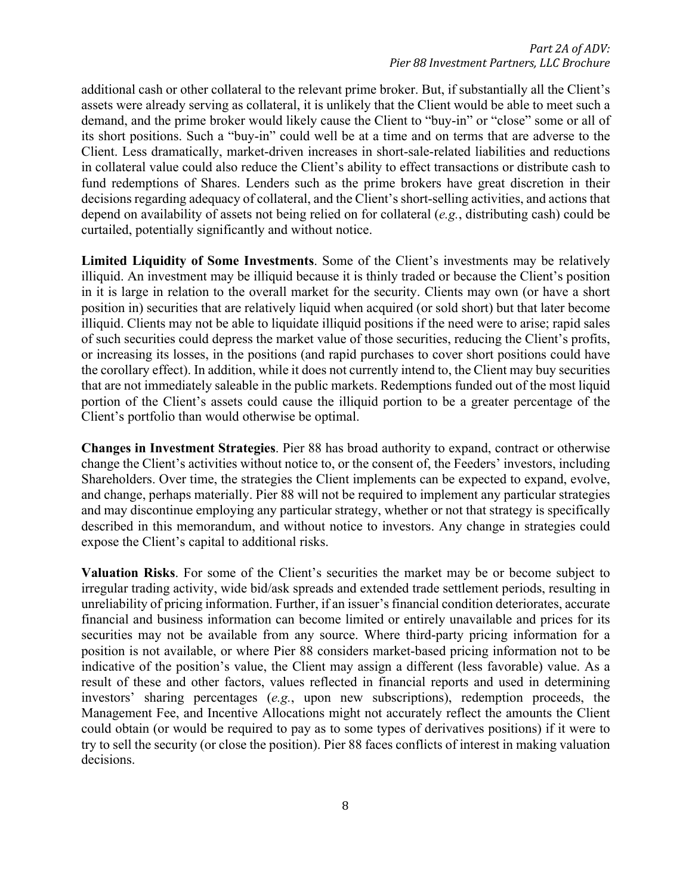additional cash or other collateral to the relevant prime broker. But, if substantially all the Client's assets were already serving as collateral, it is unlikely that the Client would be able to meet such a demand, and the prime broker would likely cause the Client to "buy-in" or "close" some or all of its short positions. Such a "buy-in" could well be at a time and on terms that are adverse to the Client. Less dramatically, market-driven increases in short-sale-related liabilities and reductions in collateral value could also reduce the Client's ability to effect transactions or distribute cash to fund redemptions of Shares. Lenders such as the prime brokers have great discretion in their decisions regarding adequacy of collateral, and the Client's short-selling activities, and actions that depend on availability of assets not being relied on for collateral (*e.g.*, distributing cash) could be curtailed, potentially significantly and without notice.

**Limited Liquidity of Some Investments**. Some of the Client's investments may be relatively illiquid. An investment may be illiquid because it is thinly traded or because the Client's position in it is large in relation to the overall market for the security. Clients may own (or have a short position in) securities that are relatively liquid when acquired (or sold short) but that later become illiquid. Clients may not be able to liquidate illiquid positions if the need were to arise; rapid sales of such securities could depress the market value of those securities, reducing the Client's profits, or increasing its losses, in the positions (and rapid purchases to cover short positions could have the corollary effect). In addition, while it does not currently intend to, the Client may buy securities that are not immediately saleable in the public markets. Redemptions funded out of the most liquid portion of the Client's assets could cause the illiquid portion to be a greater percentage of the Client's portfolio than would otherwise be optimal.

**Changes in Investment Strategies**. Pier 88 has broad authority to expand, contract or otherwise change the Client's activities without notice to, or the consent of, the Feeders' investors, including Shareholders. Over time, the strategies the Client implements can be expected to expand, evolve, and change, perhaps materially. Pier 88 will not be required to implement any particular strategies and may discontinue employing any particular strategy, whether or not that strategy is specifically described in this memorandum, and without notice to investors. Any change in strategies could expose the Client's capital to additional risks.

**Valuation Risks**. For some of the Client's securities the market may be or become subject to irregular trading activity, wide bid/ask spreads and extended trade settlement periods, resulting in unreliability of pricing information. Further, if an issuer's financial condition deteriorates, accurate financial and business information can become limited or entirely unavailable and prices for its securities may not be available from any source. Where third-party pricing information for a position is not available, or where Pier 88 considers market-based pricing information not to be indicative of the position's value, the Client may assign a different (less favorable) value. As a result of these and other factors, values reflected in financial reports and used in determining investors' sharing percentages (*e.g.*, upon new subscriptions), redemption proceeds, the Management Fee, and Incentive Allocations might not accurately reflect the amounts the Client could obtain (or would be required to pay as to some types of derivatives positions) if it were to try to sell the security (or close the position). Pier 88 faces conflicts of interest in making valuation decisions.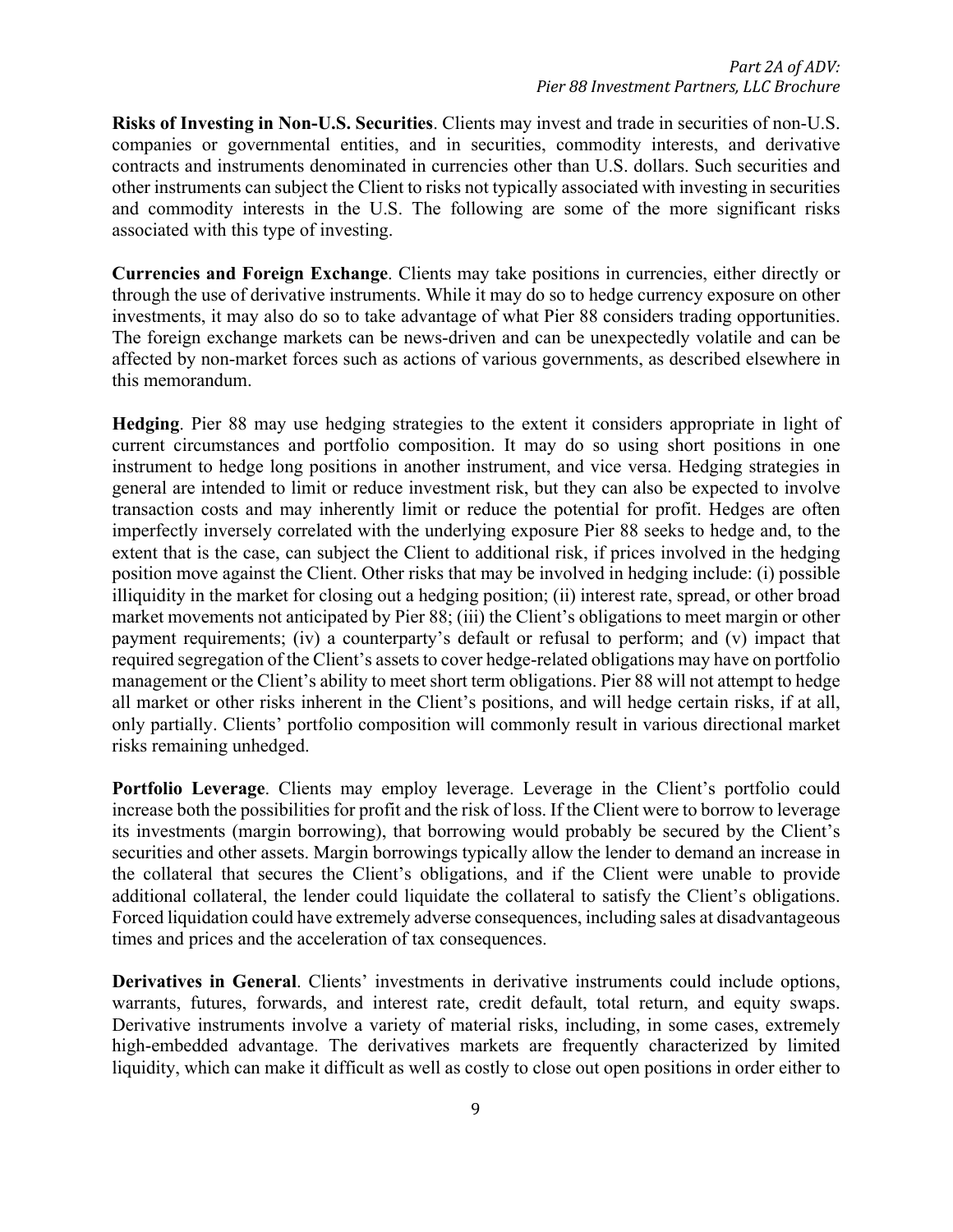**Risks of Investing in Non-U.S. Securities**. Clients may invest and trade in securities of non-U.S. companies or governmental entities, and in securities, commodity interests, and derivative contracts and instruments denominated in currencies other than U.S. dollars. Such securities and other instruments can subject the Client to risks not typically associated with investing in securities and commodity interests in the U.S. The following are some of the more significant risks associated with this type of investing.

**Currencies and Foreign Exchange**. Clients may take positions in currencies, either directly or through the use of derivative instruments. While it may do so to hedge currency exposure on other investments, it may also do so to take advantage of what Pier 88 considers trading opportunities. The foreign exchange markets can be news-driven and can be unexpectedly volatile and can be affected by non-market forces such as actions of various governments, as described elsewhere in this memorandum.

**Hedging**. Pier 88 may use hedging strategies to the extent it considers appropriate in light of current circumstances and portfolio composition. It may do so using short positions in one instrument to hedge long positions in another instrument, and vice versa. Hedging strategies in general are intended to limit or reduce investment risk, but they can also be expected to involve transaction costs and may inherently limit or reduce the potential for profit. Hedges are often imperfectly inversely correlated with the underlying exposure Pier 88 seeks to hedge and, to the extent that is the case, can subject the Client to additional risk, if prices involved in the hedging position move against the Client. Other risks that may be involved in hedging include: (i) possible illiquidity in the market for closing out a hedging position; (ii) interest rate, spread, or other broad market movements not anticipated by Pier 88; (iii) the Client's obligations to meet margin or other payment requirements; (iv) a counterparty's default or refusal to perform; and (v) impact that required segregation of the Client's assets to cover hedge-related obligations may have on portfolio management or the Client's ability to meet short term obligations. Pier 88 will not attempt to hedge all market or other risks inherent in the Client's positions, and will hedge certain risks, if at all, only partially. Clients' portfolio composition will commonly result in various directional market risks remaining unhedged.

**Portfolio Leverage**. Clients may employ leverage. Leverage in the Client's portfolio could increase both the possibilities for profit and the risk of loss. If the Client were to borrow to leverage its investments (margin borrowing), that borrowing would probably be secured by the Client's securities and other assets. Margin borrowings typically allow the lender to demand an increase in the collateral that secures the Client's obligations, and if the Client were unable to provide additional collateral, the lender could liquidate the collateral to satisfy the Client's obligations. Forced liquidation could have extremely adverse consequences, including sales at disadvantageous times and prices and the acceleration of tax consequences.

**Derivatives in General**. Clients' investments in derivative instruments could include options, warrants, futures, forwards, and interest rate, credit default, total return, and equity swaps. Derivative instruments involve a variety of material risks, including, in some cases, extremely high-embedded advantage. The derivatives markets are frequently characterized by limited liquidity, which can make it difficult as well as costly to close out open positions in order either to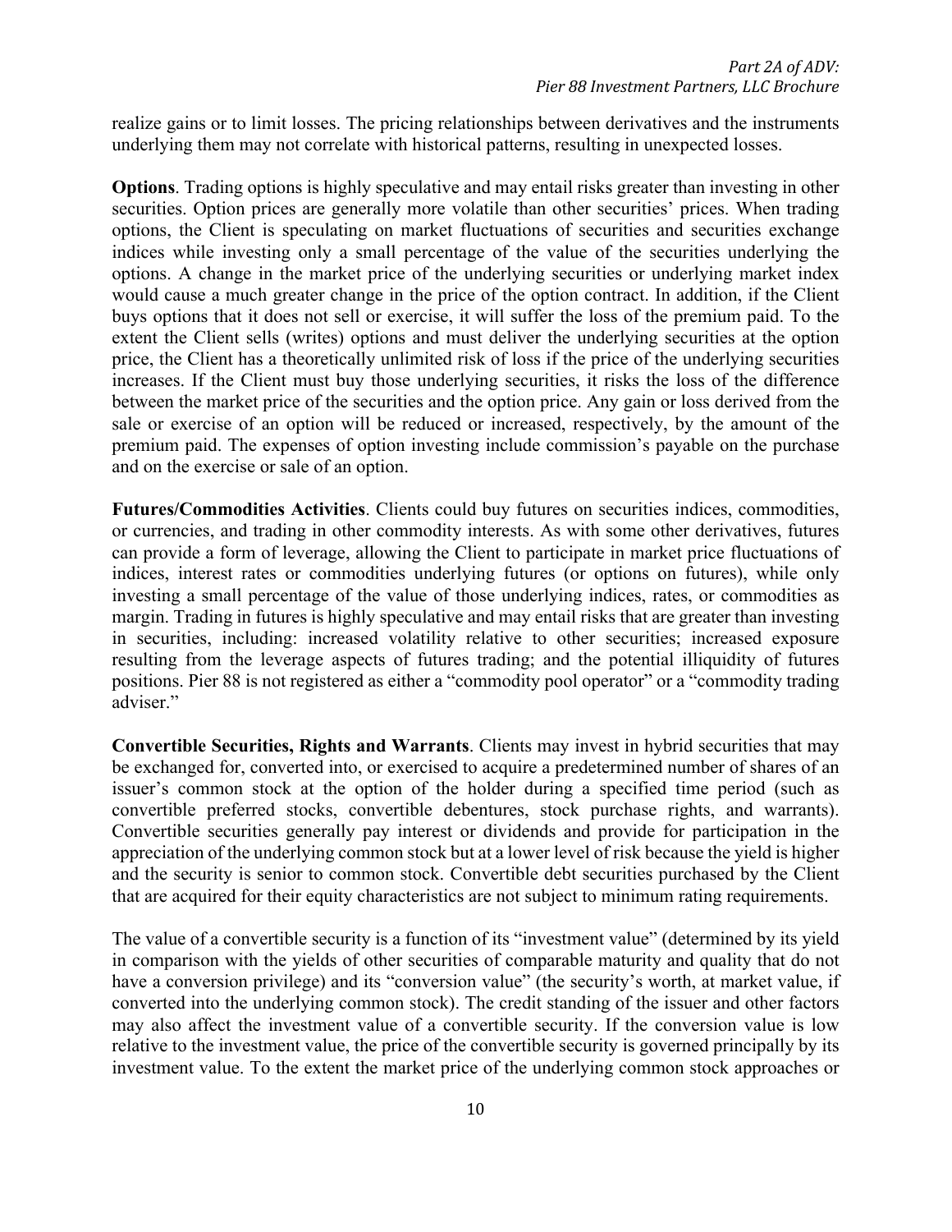realize gains or to limit losses. The pricing relationships between derivatives and the instruments underlying them may not correlate with historical patterns, resulting in unexpected losses.

**Options**. Trading options is highly speculative and may entail risks greater than investing in other securities. Option prices are generally more volatile than other securities' prices. When trading options, the Client is speculating on market fluctuations of securities and securities exchange indices while investing only a small percentage of the value of the securities underlying the options. A change in the market price of the underlying securities or underlying market index would cause a much greater change in the price of the option contract. In addition, if the Client buys options that it does not sell or exercise, it will suffer the loss of the premium paid. To the extent the Client sells (writes) options and must deliver the underlying securities at the option price, the Client has a theoretically unlimited risk of loss if the price of the underlying securities increases. If the Client must buy those underlying securities, it risks the loss of the difference between the market price of the securities and the option price. Any gain or loss derived from the sale or exercise of an option will be reduced or increased, respectively, by the amount of the premium paid. The expenses of option investing include commission's payable on the purchase and on the exercise or sale of an option.

**Futures/Commodities Activities**. Clients could buy futures on securities indices, commodities, or currencies, and trading in other commodity interests. As with some other derivatives, futures can provide a form of leverage, allowing the Client to participate in market price fluctuations of indices, interest rates or commodities underlying futures (or options on futures), while only investing a small percentage of the value of those underlying indices, rates, or commodities as margin. Trading in futures is highly speculative and may entail risks that are greater than investing in securities, including: increased volatility relative to other securities; increased exposure resulting from the leverage aspects of futures trading; and the potential illiquidity of futures positions. Pier 88 is not registered as either a "commodity pool operator" or a "commodity trading adviser."

**Convertible Securities, Rights and Warrants**. Clients may invest in hybrid securities that may be exchanged for, converted into, or exercised to acquire a predetermined number of shares of an issuer's common stock at the option of the holder during a specified time period (such as convertible preferred stocks, convertible debentures, stock purchase rights, and warrants). Convertible securities generally pay interest or dividends and provide for participation in the appreciation of the underlying common stock but at a lower level of risk because the yield is higher and the security is senior to common stock. Convertible debt securities purchased by the Client that are acquired for their equity characteristics are not subject to minimum rating requirements.

The value of a convertible security is a function of its "investment value" (determined by its yield in comparison with the yields of other securities of comparable maturity and quality that do not have a conversion privilege) and its "conversion value" (the security's worth, at market value, if converted into the underlying common stock). The credit standing of the issuer and other factors may also affect the investment value of a convertible security. If the conversion value is low relative to the investment value, the price of the convertible security is governed principally by its investment value. To the extent the market price of the underlying common stock approaches or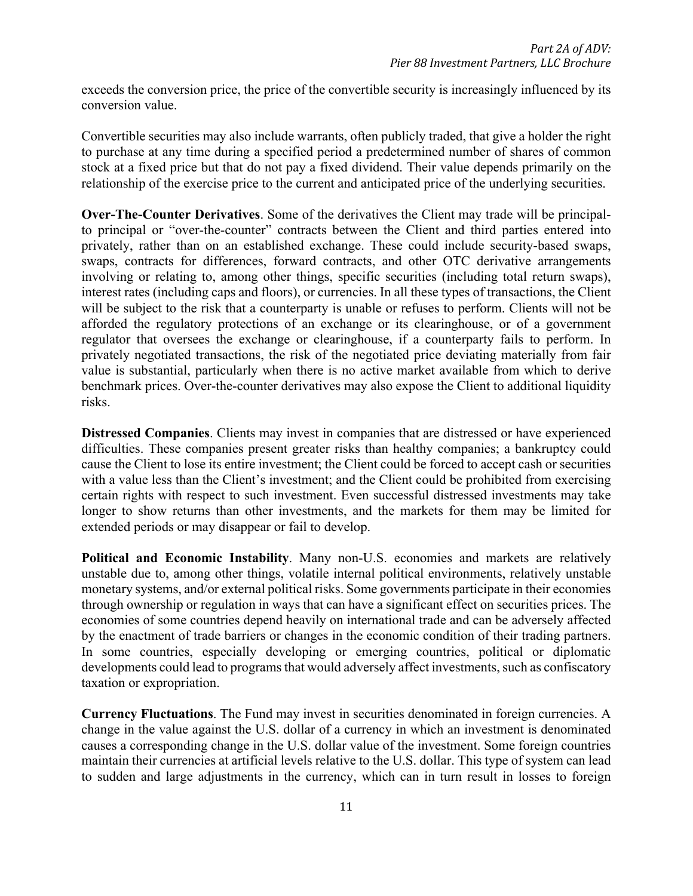exceeds the conversion price, the price of the convertible security is increasingly influenced by its conversion value.

Convertible securities may also include warrants, often publicly traded, that give a holder the right to purchase at any time during a specified period a predetermined number of shares of common stock at a fixed price but that do not pay a fixed dividend. Their value depends primarily on the relationship of the exercise price to the current and anticipated price of the underlying securities.

**Over-The-Counter Derivatives**. Some of the derivatives the Client may trade will be principal-to principal or "over-the-counter" contracts between the Client and third parties entered into privately, rather than on an established exchange. These could include security-based swaps, swaps, contracts for differences, forward contracts, and other OTC derivative arrangements involving or relating to, among other things, specific securities (including total return swaps), interest rates (including caps and floors), or currencies. In all these types of transactions, the Client will be subject to the risk that a counterparty is unable or refuses to perform. Clients will not be afforded the regulatory protections of an exchange or its clearinghouse, or of a government regulator that oversees the exchange or clearinghouse, if a counterparty fails to perform. In privately negotiated transactions, the risk of the negotiated price deviating materially from fair value is substantial, particularly when there is no active market available from which to derive benchmark prices. Over-the-counter derivatives may also expose the Client to additional liquidity risks.

**Distressed Companies**. Clients may invest in companies that are distressed or have experienced difficulties. These companies present greater risks than healthy companies; a bankruptcy could cause the Client to lose its entire investment; the Client could be forced to accept cash or securities with a value less than the Client's investment; and the Client could be prohibited from exercising certain rights with respect to such investment. Even successful distressed investments may take longer to show returns than other investments, and the markets for them may be limited for extended periods or may disappear or fail to develop.

**Political and Economic Instability**. Many non-U.S. economies and markets are relatively unstable due to, among other things, volatile internal political environments, relatively unstable monetary systems, and/or external political risks. Some governments participate in their economies through ownership or regulation in ways that can have a significant effect on securities prices. The economies of some countries depend heavily on international trade and can be adversely affected by the enactment of trade barriers or changes in the economic condition of their trading partners. In some countries, especially developing or emerging countries, political or diplomatic developments could lead to programs that would adversely affect investments, such as confiscatory taxation or expropriation.

**Currency Fluctuations**. The Fund may invest in securities denominated in foreign currencies. A change in the value against the U.S. dollar of a currency in which an investment is denominated causes a corresponding change in the U.S. dollar value of the investment. Some foreign countries maintain their currencies at artificial levels relative to the U.S. dollar. This type of system can lead to sudden and large adjustments in the currency, which can in turn result in losses to foreign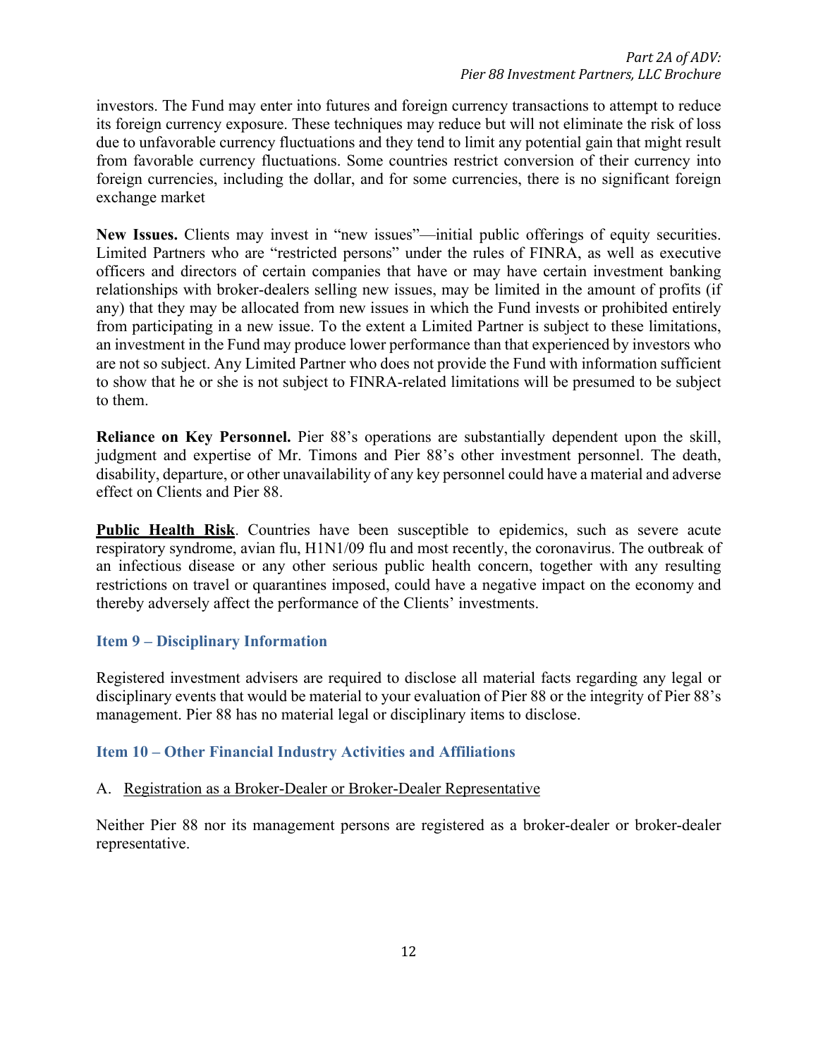investors. The Fund may enter into futures and foreign currency transactions to attempt to reduce its foreign currency exposure. These techniques may reduce but will not eliminate the risk of loss due to unfavorable currency fluctuations and they tend to limit any potential gain that might result from favorable currency fluctuations. Some countries restrict conversion of their currency into foreign currencies, including the dollar, and for some currencies, there is no significant foreign exchange market

**New Issues.** Clients may invest in "new issues"—initial public offerings of equity securities. Limited Partners who are "restricted persons" under the rules of FINRA, as well as executive officers and directors of certain companies that have or may have certain investment banking relationships with broker-dealers selling new issues, may be limited in the amount of profits (if any) that they may be allocated from new issues in which the Fund invests or prohibited entirely from participating in a new issue. To the extent a Limited Partner is subject to these limitations, an investment in the Fund may produce lower performance than that experienced by investors who are not so subject. Any Limited Partner who does not provide the Fund with information sufficient to show that he or she is not subject to FINRA-related limitations will be presumed to be subject to them.

**Reliance on Key Personnel.** Pier 88's operations are substantially dependent upon the skill, judgment and expertise of Mr. Timons and Pier 88's other investment personnel. The death, disability, departure, or other unavailability of any key personnel could have a material and adverse effect on Clients and Pier 88.

**Public Health Risk**. Countries have been susceptible to epidemics, such as severe acute respiratory syndrome, avian flu, H1N1/09 flu and most recently, the coronavirus. The outbreak of an infectious disease or any other serious public health concern, together with any resulting restrictions on travel or quarantines imposed, could have a negative impact on the economy and thereby adversely affect the performance of the Clients' investments.

## Item 9 – Disciplinary Information

Registered investment advisers are required to disclose all material facts regarding any legal or disciplinary events that would be material to your evaluation of Pier 88 or the integrity of Pier 88's management. Pier 88 has no material legal or disciplinary items to disclose.

## Item 10 – Other Financial Industry Activities and Affiliations

A. Registration as a Broker-Dealer or Broker-Dealer Representative

Neither Pier 88 nor its management persons are registered as a broker-dealer or broker-dealer representative.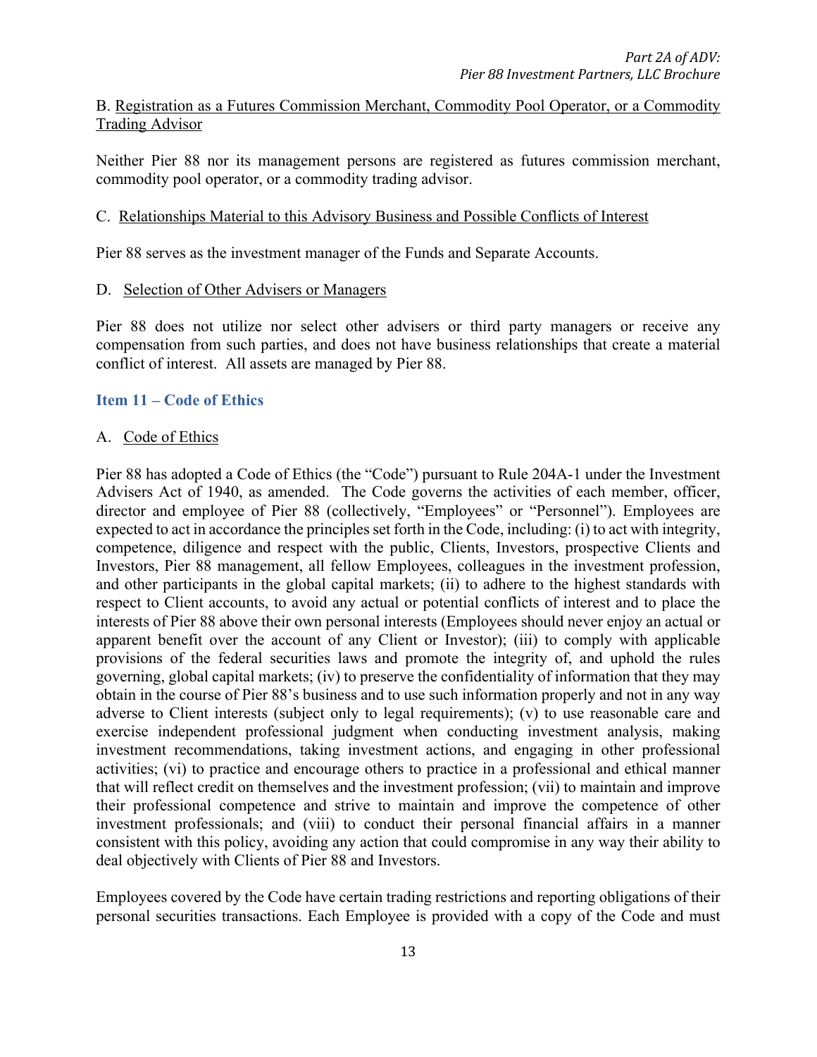B. Registration as a Futures Commission Merchant, Commodity Pool Operator, or a Commodity Trading Advisor

Neither Pier 88 nor its management persons are registered as futures commission merchant, commodity pool operator, or a commodity trading advisor.

C. Relationships Material to this Advisory Business and Possible Conflicts of Interest

Pier 88 serves as the investment manager of the Funds and Separate Accounts.

D. Selection of Other Advisers or Managers

Pier 88 does not utilize nor select other advisers or third party managers or receive any compensation from such parties, and does not have business relationships that create a material conflict of interest. All assets are managed by Pier 88.

## Item 11 – Code of Ethics

A. Code of Ethics

Pier 88 has adopted a Code of Ethics (the "Code") pursuant to Rule 204A-1 under the Investment Advisers Act of 1940, as amended. The Code governs the activities of each member, officer, director and employee of Pier 88 (collectively, "Employees" or "Personnel"). Employees are expected to act in accordance the principles set forth in the Code, including: (i) to act with integrity, competence, diligence and respect with the public, Clients, Investors, prospective Clients and Investors, Pier 88 management, all fellow Employees, colleagues in the investment profession, and other participants in the global capital markets; (ii) to adhere to the highest standards with respect to Client accounts, to avoid any actual or potential conflicts of interest and to place the interests of Pier 88 above their own personal interests (Employees should never enjoy an actual or apparent benefit over the account of any Client or Investor); (iii) to comply with applicable provisions of the federal securities laws and promote the integrity of, and uphold the rules governing, global capital markets; (iv) to preserve the confidentiality of information that they may obtain in the course of Pier 88's business and to use such information properly and not in any way adverse to Client interests (subject only to legal requirements); (v) to use reasonable care and exercise independent professional judgment when conducting investment analysis, making investment recommendations, taking investment actions, and engaging in other professional activities; (vi) to practice and encourage others to practice in a professional and ethical manner that will reflect credit on themselves and the investment profession; (vii) to maintain and improve their professional competence and strive to maintain and improve the competence of other investment professionals; and (viii) to conduct their personal financial affairs in a manner consistent with this policy, avoiding any action that could compromise in any way their ability to deal objectively with Clients of Pier 88 and Investors.

Employees covered by the Code have certain trading restrictions and reporting obligations of their personal securities transactions. Each Employee is provided with a copy of the Code and must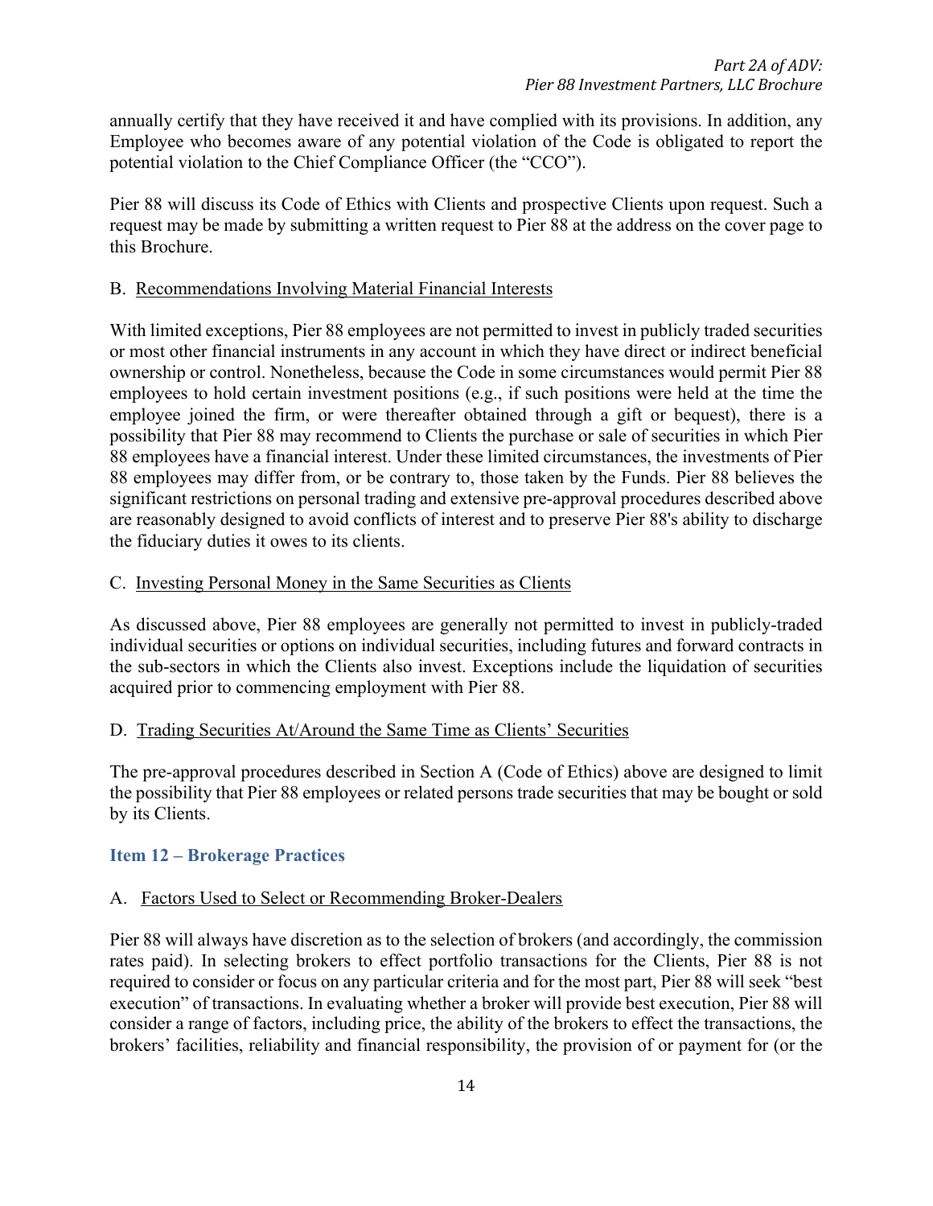annually certify that they have received it and have complied with its provisions. In addition, any Employee who becomes aware of any potential violation of the Code is obligated to report the potential violation to the Chief Compliance Officer (the "CCO").

Pier 88 will discuss its Code of Ethics with Clients and prospective Clients upon request. Such a request may be made by submitting a written request to Pier 88 at the address on the cover page to this Brochure.

B. Recommendations Involving Material Financial Interests

With limited exceptions, Pier 88 employees are not permitted to invest in publicly traded securities or most other financial instruments in any account in which they have direct or indirect beneficial ownership or control. Nonetheless, because the Code in some circumstances would permit Pier 88 employees to hold certain investment positions (e.g., if such positions were held at the time the employee joined the firm, or were thereafter obtained through a gift or bequest), there is a possibility that Pier 88 may recommend to Clients the purchase or sale of securities in which Pier 88 employees have a financial interest. Under these limited circumstances, the investments of Pier 88 employees may differ from, or be contrary to, those taken by the Funds. Pier 88 believes the significant restrictions on personal trading and extensive pre-approval procedures described above are reasonably designed to avoid conflicts of interest and to preserve Pier 88's ability to discharge the fiduciary duties it owes to its clients.

C. Investing Personal Money in the Same Securities as Clients

As discussed above, Pier 88 employees are generally not permitted to invest in publicly-traded individual securities or options on individual securities, including futures and forward contracts in the sub-sectors in which the Clients also invest. Exceptions include the liquidation of securities acquired prior to commencing employment with Pier 88.

D. Trading Securities At/Around the Same Time as Clients' Securities

The pre-approval procedures described in Section A (Code of Ethics) above are designed to limit the possibility that Pier 88 employees or related persons trade securities that may be bought or sold by its Clients.

## Item 12 – Brokerage Practices

A. Factors Used to Select or Recommending Broker-Dealers

Pier 88 will always have discretion as to the selection of brokers (and accordingly, the commission rates paid). In selecting brokers to effect portfolio transactions for the Clients, Pier 88 is not required to consider or focus on any particular criteria and for the most part, Pier 88 will seek "best execution" of transactions. In evaluating whether a broker will provide best execution, Pier 88 will consider a range of factors, including price, the ability of the brokers to effect the transactions, the brokers' facilities, reliability and financial responsibility, the provision of or payment for (or the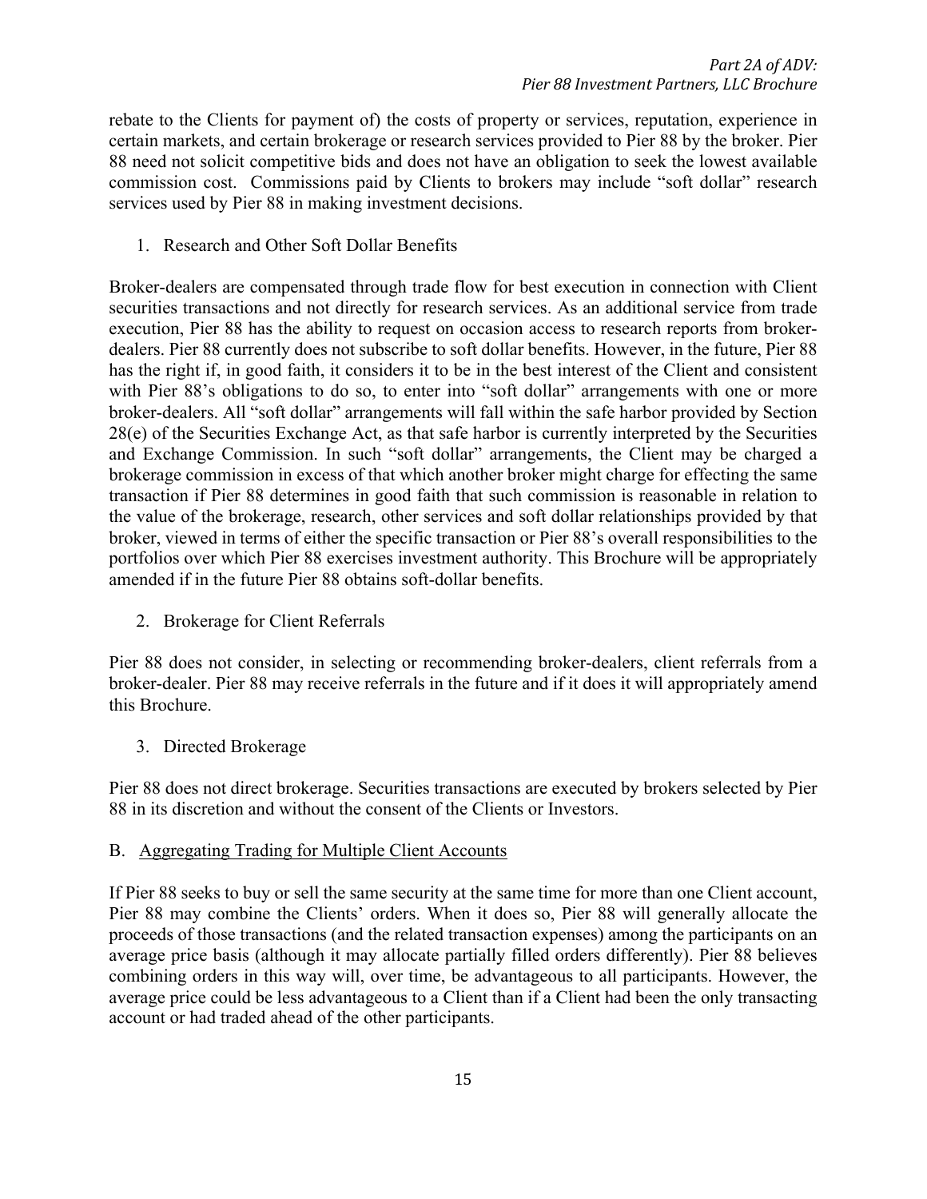rebate to the Clients for payment of) the costs of property or services, reputation, experience in certain markets, and certain brokerage or research services provided to Pier 88 by the broker. Pier 88 need not solicit competitive bids and does not have an obligation to seek the lowest available commission cost. Commissions paid by Clients to brokers may include "soft dollar" research services used by Pier 88 in making investment decisions.

1. Research and Other Soft Dollar Benefits

Broker-dealers are compensated through trade flow for best execution in connection with Client securities transactions and not directly for research services. As an additional service from trade execution, Pier 88 has the ability to request on occasion access to research reports from broker-dealers. Pier 88 currently does not subscribe to soft dollar benefits. However, in the future, Pier 88 has the right if, in good faith, it considers it to be in the best interest of the Client and consistent with Pier 88's obligations to do so, to enter into "soft dollar" arrangements with one or more broker-dealers. All "soft dollar" arrangements will fall within the safe harbor provided by Section 28(e) of the Securities Exchange Act, as that safe harbor is currently interpreted by the Securities and Exchange Commission. In such "soft dollar" arrangements, the Client may be charged a brokerage commission in excess of that which another broker might charge for effecting the same transaction if Pier 88 determines in good faith that such commission is reasonable in relation to the value of the brokerage, research, other services and soft dollar relationships provided by that broker, viewed in terms of either the specific transaction or Pier 88's overall responsibilities to the portfolios over which Pier 88 exercises investment authority. This Brochure will be appropriately amended if in the future Pier 88 obtains soft-dollar benefits.

2. Brokerage for Client Referrals

Pier 88 does not consider, in selecting or recommending broker-dealers, client referrals from a broker-dealer. Pier 88 may receive referrals in the future and if it does it will appropriately amend this Brochure.

3. Directed Brokerage

Pier 88 does not direct brokerage. Securities transactions are executed by brokers selected by Pier 88 in its discretion and without the consent of the Clients or Investors.

B. Aggregating Trading for Multiple Client Accounts

If Pier 88 seeks to buy or sell the same security at the same time for more than one Client account, Pier 88 may combine the Clients' orders. When it does so, Pier 88 will generally allocate the proceeds of those transactions (and the related transaction expenses) among the participants on an average price basis (although it may allocate partially filled orders differently). Pier 88 believes combining orders in this way will, over time, be advantageous to all participants. However, the average price could be less advantageous to a Client than if a Client had been the only transacting account or had traded ahead of the other participants.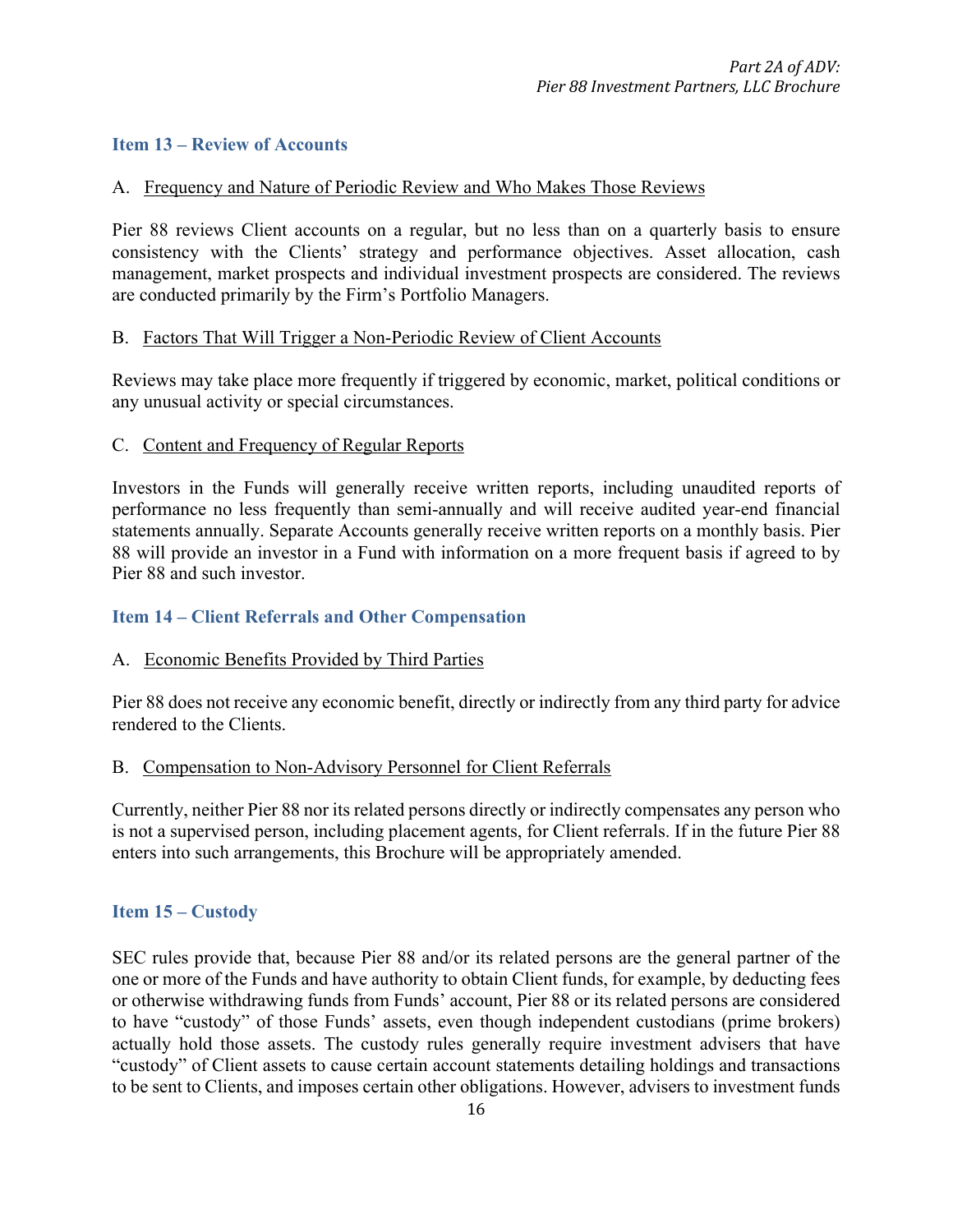## Item 13 – Review of Accounts

A. Frequency and Nature of Periodic Review and Who Makes Those Reviews

Pier 88 reviews Client accounts on a regular, but no less than on a quarterly basis to ensure consistency with the Clients' strategy and performance objectives. Asset allocation, cash management, market prospects and individual investment prospects are considered. The reviews are conducted primarily by the Firm's Portfolio Managers.

B. Factors That Will Trigger a Non-Periodic Review of Client Accounts

Reviews may take place more frequently if triggered by economic, market, political conditions or any unusual activity or special circumstances.

C. Content and Frequency of Regular Reports

Investors in the Funds will generally receive written reports, including unaudited reports of performance no less frequently than semi-annually and will receive audited year-end financial statements annually. Separate Accounts generally receive written reports on a monthly basis. Pier 88 will provide an investor in a Fund with information on a more frequent basis if agreed to by Pier 88 and such investor.

## Item 14 – Client Referrals and Other Compensation

A. Economic Benefits Provided by Third Parties

Pier 88 does not receive any economic benefit, directly or indirectly from any third party for advice rendered to the Clients.

B. Compensation to Non-Advisory Personnel for Client Referrals

Currently, neither Pier 88 nor its related persons directly or indirectly compensates any person who is not a supervised person, including placement agents, for Client referrals. If in the future Pier 88 enters into such arrangements, this Brochure will be appropriately amended.

## Item 15 – Custody

SEC rules provide that, because Pier 88 and/or its related persons are the general partner of the one or more of the Funds and have authority to obtain Client funds, for example, by deducting fees or otherwise withdrawing funds from Funds' account, Pier 88 or its related persons are considered to have "custody" of those Funds' assets, even though independent custodians (prime brokers) actually hold those assets. The custody rules generally require investment advisers that have "custody" of Client assets to cause certain account statements detailing holdings and transactions to be sent to Clients, and imposes certain other obligations. However, advisers to investment funds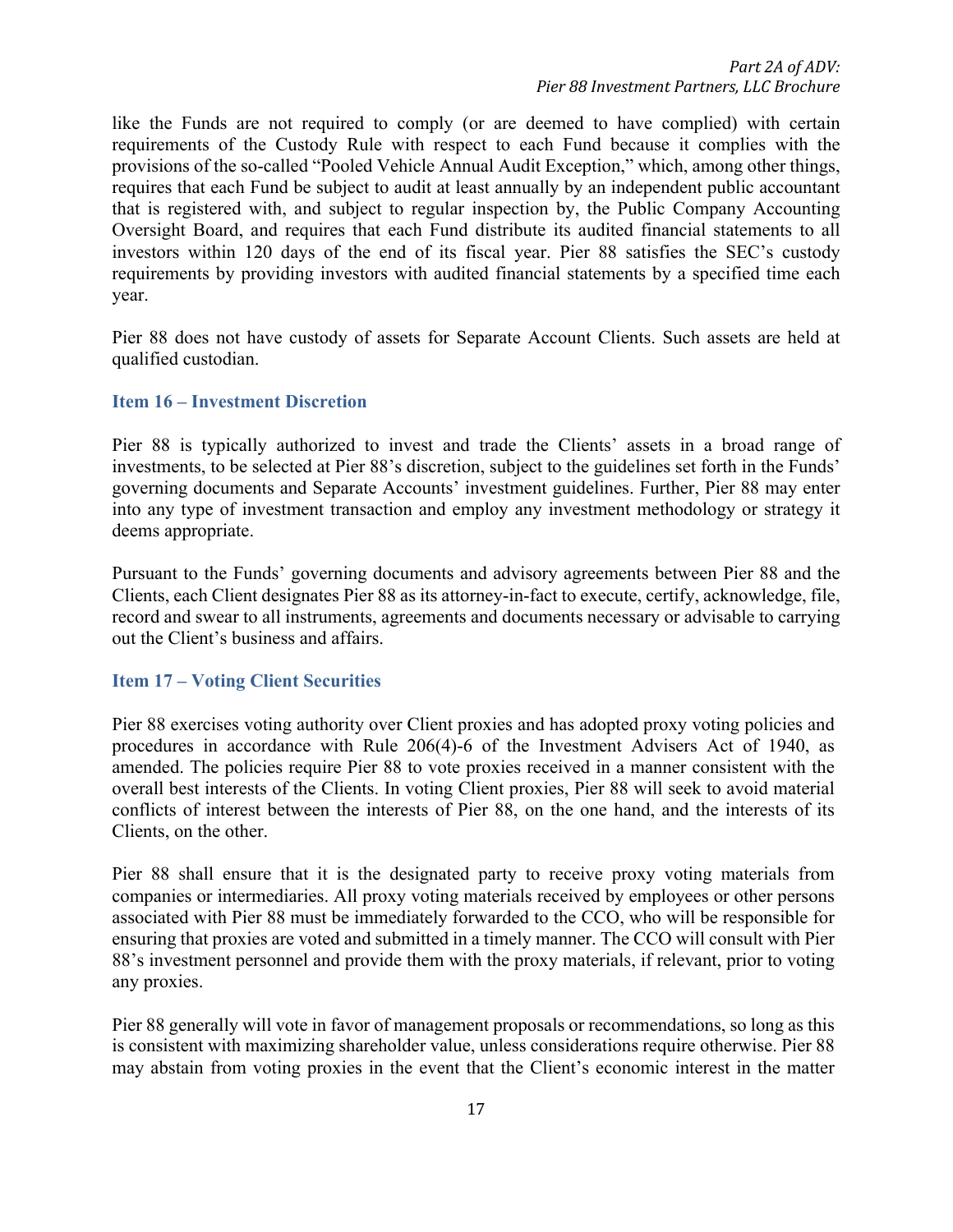like the Funds are not required to comply (or are deemed to have complied) with certain requirements of the Custody Rule with respect to each Fund because it complies with the provisions of the so-called "Pooled Vehicle Annual Audit Exception," which, among other things, requires that each Fund be subject to audit at least annually by an independent public accountant that is registered with, and subject to regular inspection by, the Public Company Accounting Oversight Board, and requires that each Fund distribute its audited financial statements to all investors within 120 days of the end of its fiscal year. Pier 88 satisfies the SEC's custody requirements by providing investors with audited financial statements by a specified time each year.

Pier 88 does not have custody of assets for Separate Account Clients. Such assets are held at qualified custodian.

## Item 16 – Investment Discretion

Pier 88 is typically authorized to invest and trade the Clients' assets in a broad range of investments, to be selected at Pier 88's discretion, subject to the guidelines set forth in the Funds' governing documents and Separate Accounts' investment guidelines. Further, Pier 88 may enter into any type of investment transaction and employ any investment methodology or strategy it deems appropriate.

Pursuant to the Funds' governing documents and advisory agreements between Pier 88 and the Clients, each Client designates Pier 88 as its attorney-in-fact to execute, certify, acknowledge, file, record and swear to all instruments, agreements and documents necessary or advisable to carrying out the Client's business and affairs.

## Item 17 – Voting Client Securities

Pier 88 exercises voting authority over Client proxies and has adopted proxy voting policies and procedures in accordance with Rule 206(4)-6 of the Investment Advisers Act of 1940, as amended. The policies require Pier 88 to vote proxies received in a manner consistent with the overall best interests of the Clients. In voting Client proxies, Pier 88 will seek to avoid material conflicts of interest between the interests of Pier 88, on the one hand, and the interests of its Clients, on the other.

Pier 88 shall ensure that it is the designated party to receive proxy voting materials from companies or intermediaries. All proxy voting materials received by employees or other persons associated with Pier 88 must be immediately forwarded to the CCO, who will be responsible for ensuring that proxies are voted and submitted in a timely manner. The CCO will consult with Pier 88's investment personnel and provide them with the proxy materials, if relevant, prior to voting any proxies.

Pier 88 generally will vote in favor of management proposals or recommendations, so long as this is consistent with maximizing shareholder value, unless considerations require otherwise. Pier 88 may abstain from voting proxies in the event that the Client's economic interest in the matter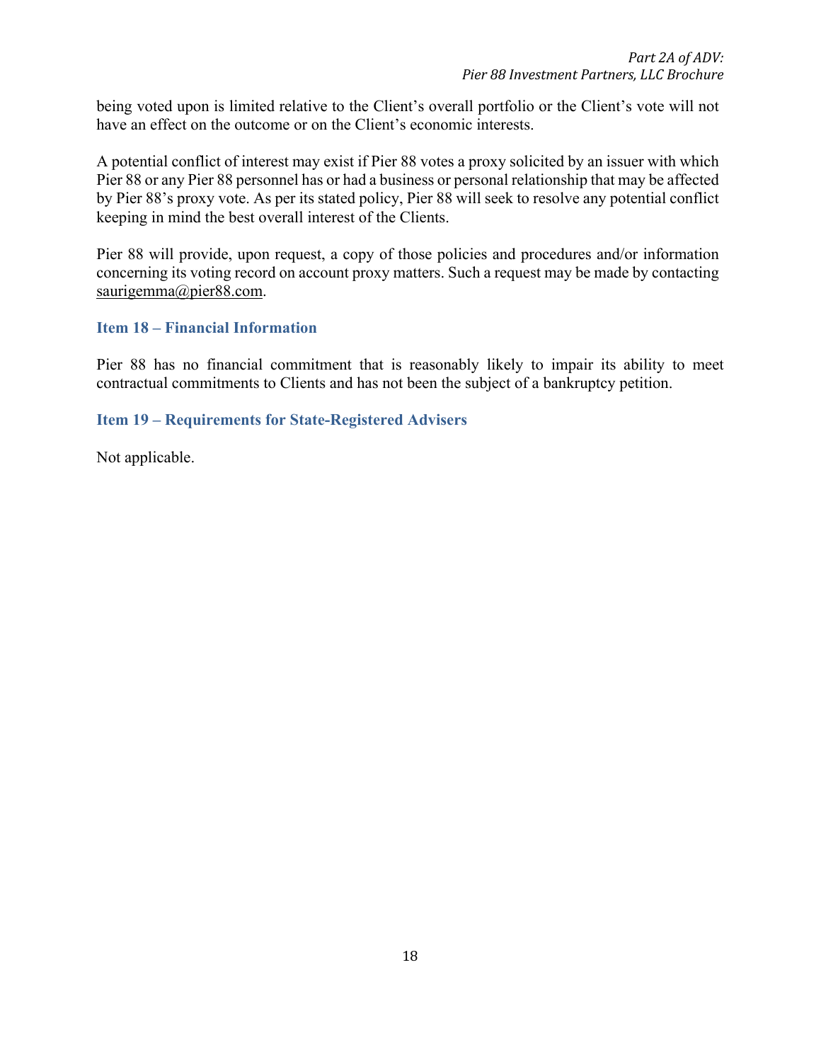being voted upon is limited relative to the Client's overall portfolio or the Client's vote will not have an effect on the outcome or on the Client's economic interests.

A potential conflict of interest may exist if Pier 88 votes a proxy solicited by an issuer with which Pier 88 or any Pier 88 personnel has or had a business or personal relationship that may be affected by Pier 88's proxy vote. As per its stated policy, Pier 88 will seek to resolve any potential conflict keeping in mind the best overall interest of the Clients.

Pier 88 will provide, upon request, a copy of those policies and procedures and/or information concerning its voting record on account proxy matters. Such a request may be made by contacting saurigemma@pier88.com.

## Item 18 – Financial Information

Pier 88 has no financial commitment that is reasonably likely to impair its ability to meet contractual commitments to Clients and has not been the subject of a bankruptcy petition.

## Item 19 – Requirements for State-Registered Advisers

Not applicable.